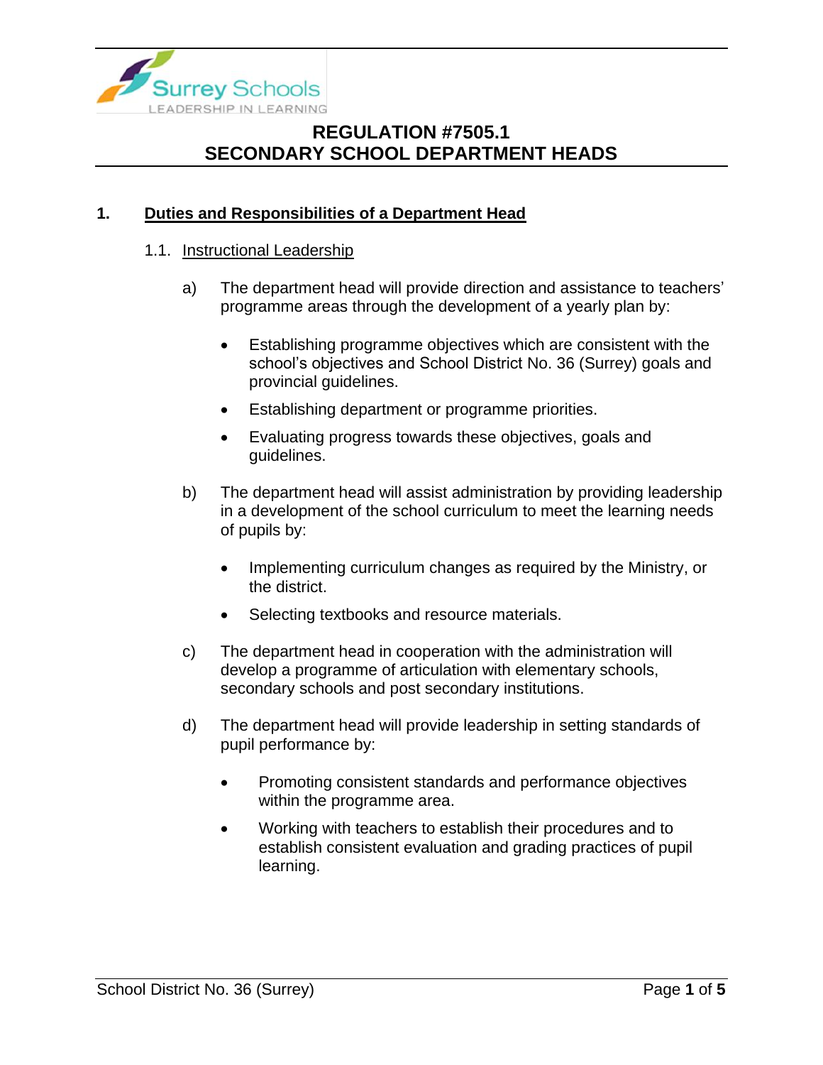# REGULATION #7505.1
# SECONDARY SCHOOL DEPARTMENT HEADS

## 1. Duties and Responsibilities of a Department Head

### 1.1. Instructional Leadership

a) The department head will provide direction and assistance to teachers' programme areas through the development of a yearly plan by:

- Establishing programme objectives which are consistent with the school's objectives and School District No. 36 (Surrey) goals and provincial guidelines.
- Establishing department or programme priorities.
- Evaluating progress towards these objectives, goals and guidelines.

b) The department head will assist administration by providing leadership in a development of the school curriculum to meet the learning needs of pupils by:

- Implementing curriculum changes as required by the Ministry, or the district.
- Selecting textbooks and resource materials.

c) The department head in cooperation with the administration will develop a programme of articulation with elementary schools, secondary schools and post secondary institutions.

d) The department head will provide leadership in setting standards of pupil performance by:

- Promoting consistent standards and performance objectives within the programme area.
- Working with teachers to establish their procedures and to establish consistent evaluation and grading practices of pupil learning.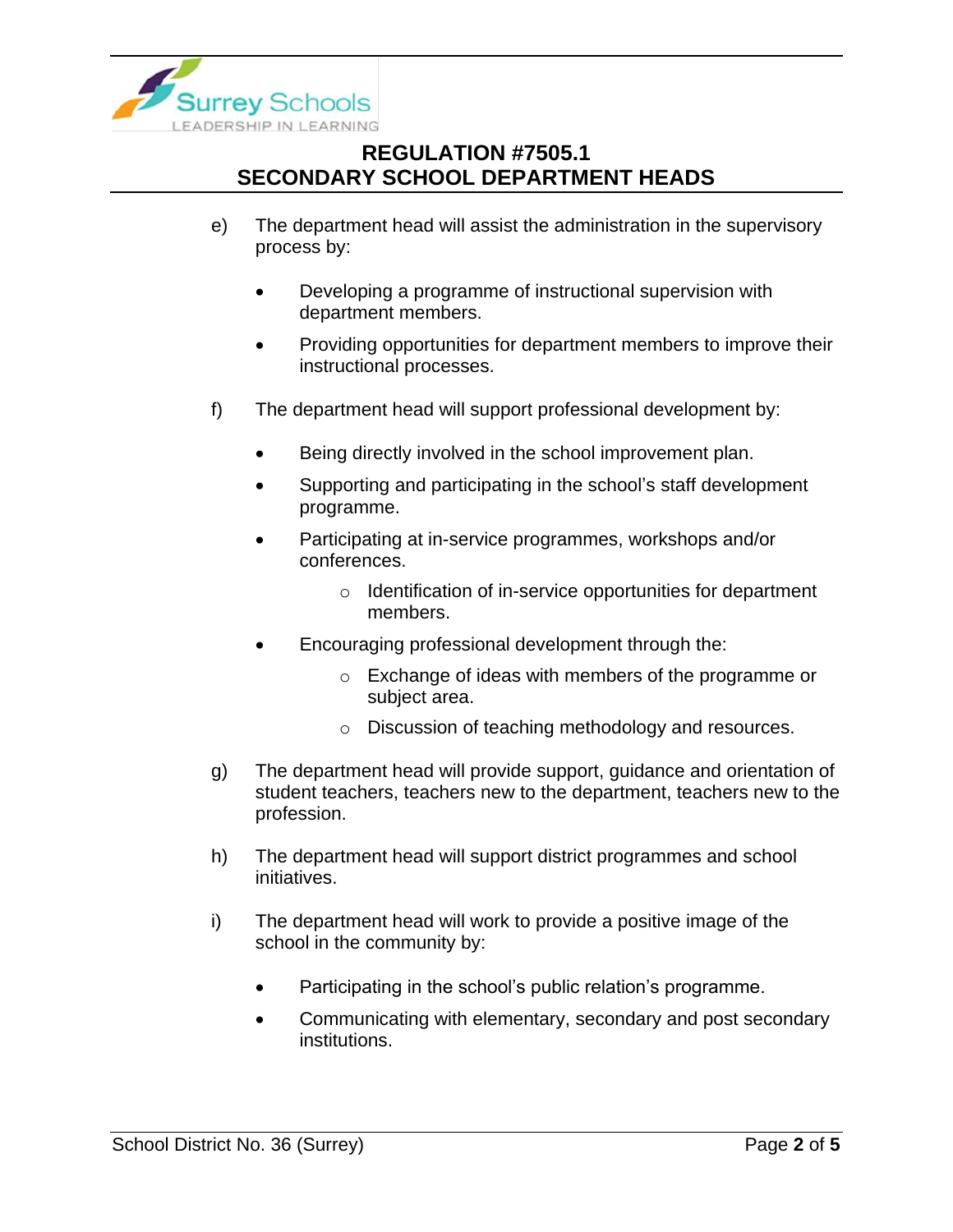e) The department head will assist the administration in the supervisory process by:

- Developing a programme of instructional supervision with department members.
- Providing opportunities for department members to improve their instructional processes.

f) The department head will support professional development by:

- Being directly involved in the school improvement plan.
- Supporting and participating in the school's staff development programme.
- Participating at in-service programmes, workshops and/or conferences.
    - Identification of in-service opportunities for department members.
- Encouraging professional development through the:
    - Exchange of ideas with members of the programme or subject area.
    - Discussion of teaching methodology and resources.

g) The department head will provide support, guidance and orientation of student teachers, teachers new to the department, teachers new to the profession.

h) The department head will support district programmes and school initiatives.

i) The department head will work to provide a positive image of the school in the community by:

- Participating in the school's public relation's programme.
- Communicating with elementary, secondary and post secondary institutions.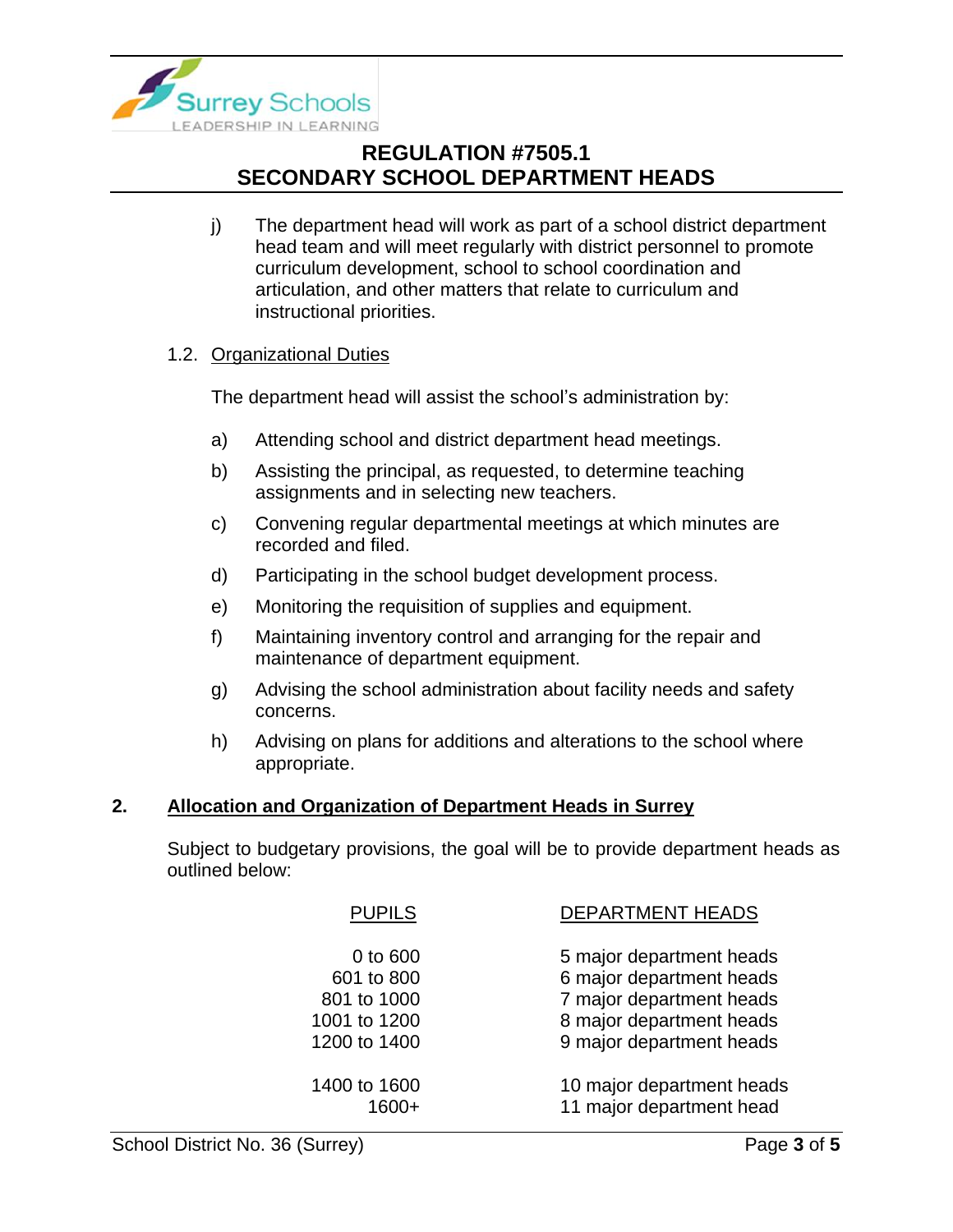j) The department head will work as part of a school district department head team and will meet regularly with district personnel to promote curriculum development, school to school coordination and articulation, and other matters that relate to curriculum and instructional priorities.

### 1.2. Organizational Duties

The department head will assist the school's administration by:

a) Attending school and district department head meetings.

b) Assisting the principal, as requested, to determine teaching assignments and in selecting new teachers.

c) Convening regular departmental meetings at which minutes are recorded and filed.

d) Participating in the school budget development process.

e) Monitoring the requisition of supplies and equipment.

f) Maintaining inventory control and arranging for the repair and maintenance of department equipment.

g) Advising the school administration about facility needs and safety concerns.

h) Advising on plans for additions and alterations to the school where appropriate.

## 2. Allocation and Organization of Department Heads in Surrey

Subject to budgetary provisions, the goal will be to provide department heads as outlined below:

| PUPILS | DEPARTMENT HEADS |
|---|---|
| 0 to 600 | 5 major department heads |
| 601 to 800 | 6 major department heads |
| 801 to 1000 | 7 major department heads |
| 1001 to 1200 | 8 major department heads |
| 1200 to 1400 | 9 major department heads |
| 1400 to 1600 | 10 major department heads |
| 1600+ | 11 major department head |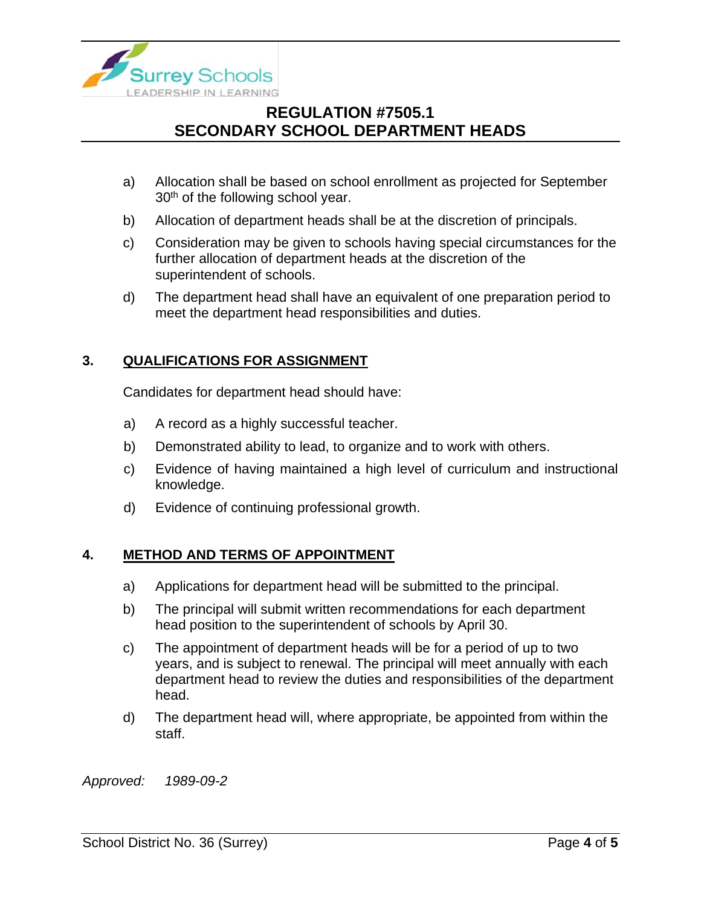a) Allocation shall be based on school enrollment as projected for September 30th of the following school year.

b) Allocation of department heads shall be at the discretion of principals.

c) Consideration may be given to schools having special circumstances for the further allocation of department heads at the discretion of the superintendent of schools.

d) The department head shall have an equivalent of one preparation period to meet the department head responsibilities and duties.

## 3. QUALIFICATIONS FOR ASSIGNMENT

Candidates for department head should have:

a) A record as a highly successful teacher.

b) Demonstrated ability to lead, to organize and to work with others.

c) Evidence of having maintained a high level of curriculum and instructional knowledge.

d) Evidence of continuing professional growth.

## 4. METHOD AND TERMS OF APPOINTMENT

a) Applications for department head will be submitted to the principal.

b) The principal will submit written recommendations for each department head position to the superintendent of schools by April 30.

c) The appointment of department heads will be for a period of up to two years, and is subject to renewal. The principal will meet annually with each department head to review the duties and responsibilities of the department head.

d) The department head will, where appropriate, be appointed from within the staff.

*Approved: 1989-09-2*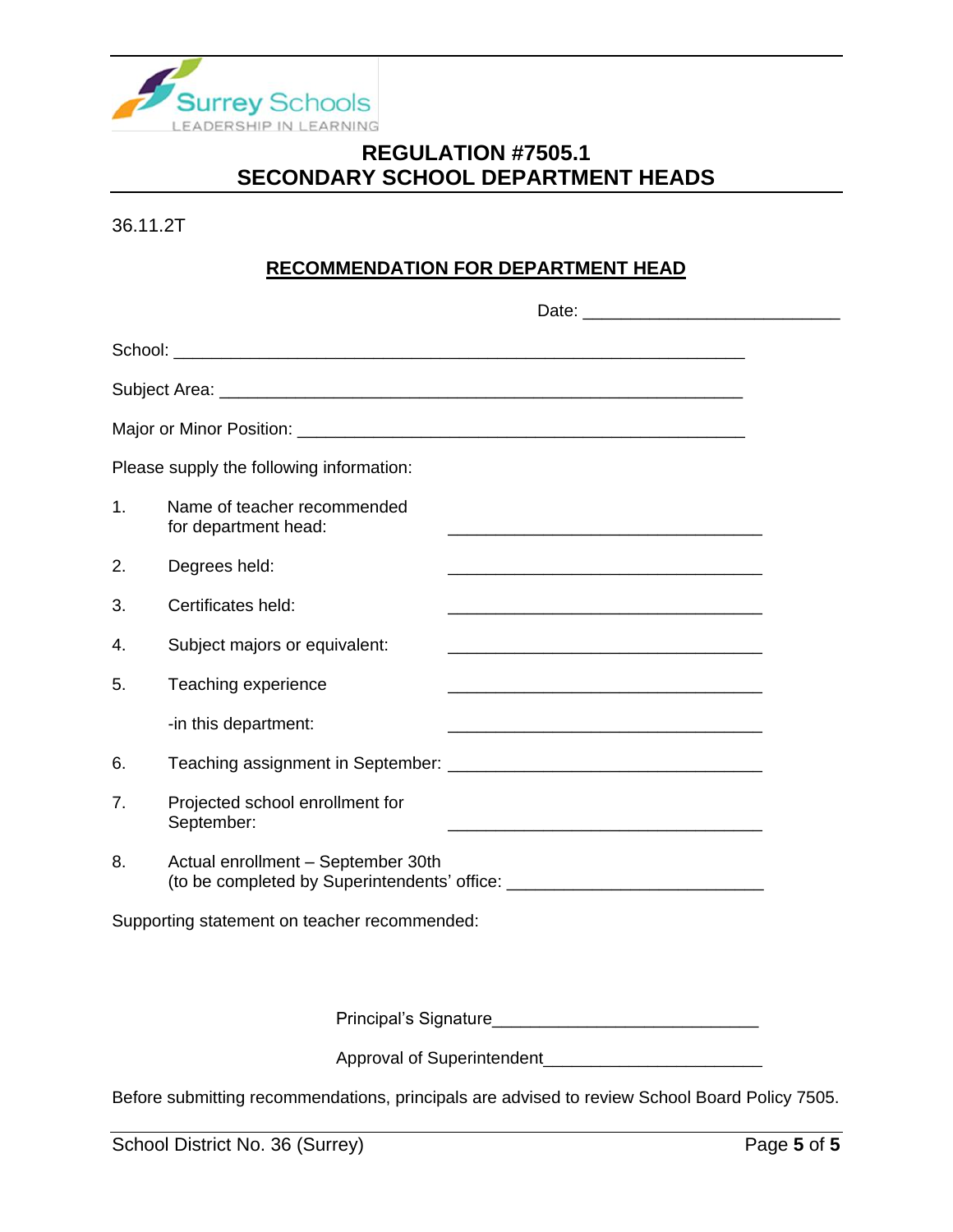# REGULATION #7505.1
# SECONDARY SCHOOL DEPARTMENT HEADS

36.11.2T

## RECOMMENDATION FOR DEPARTMENT HEAD

Date: ___________________________

School: ___________________________________________________________

Subject Area: _______________________________________________________

Major or Minor Position: ______________________________________________

Please supply the following information:

1. Name of teacher recommended for department head: _________________________________
2. Degrees held: _________________________________
3. Certificates held: _________________________________
4. Subject majors or equivalent: _________________________________
5. Teaching experience _________________________________

   -in this department: _________________________________
6. Teaching assignment in September: _________________________________
7. Projected school enrollment for September: _________________________________
8. Actual enrollment – September 30th (to be completed by Superintendents' office: ___________________________

Supporting statement on teacher recommended:

Principal's Signature____________________________

Approval of Superintendent______________________

Before submitting recommendations, principals are advised to review School Board Policy 7505.

School District No. 36 (Surrey)